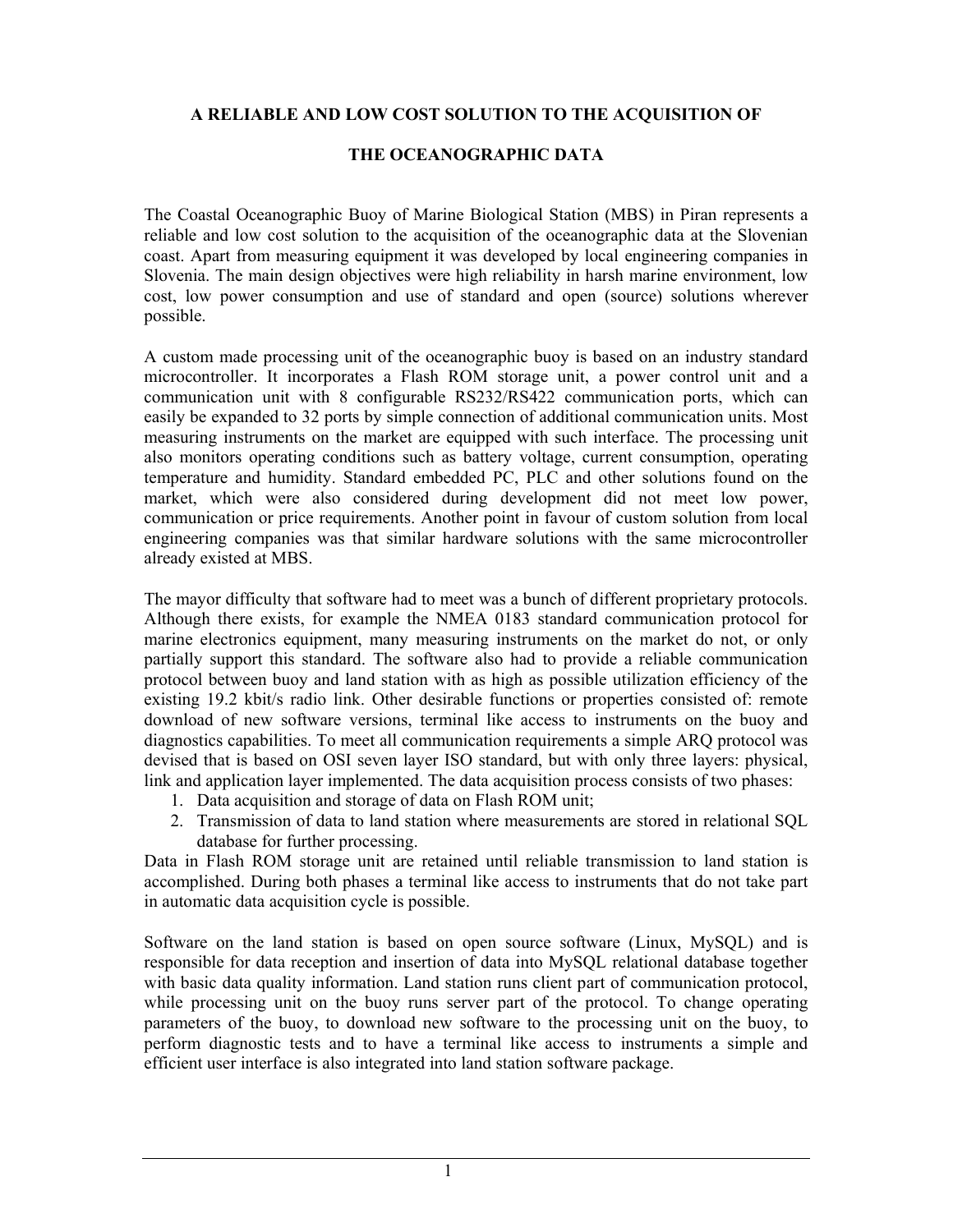# A RELIABLE AND LOW COST SOLUTION TO THE ACQUISITION OF THE OCEANOGRAPHIC DATA

The Coastal Oceanographic Buoy of Marine Biological Station (MBS) in Piran represents a reliable and low cost solution to the acquisition of the oceanographic data at the Slovenian coast. Apart from measuring equipment it was developed by local engineering companies in Slovenia. The main design objectives were high reliability in harsh marine environment, low cost, low power consumption and use of standard and open (source) solutions wherever possible.

A custom made processing unit of the oceanographic buoy is based on an industry standard microcontroller. It incorporates a Flash ROM storage unit, a power control unit and a communication unit with 8 configurable RS232/RS422 communication ports, which can easily be expanded to 32 ports by simple connection of additional communication units. Most measuring instruments on the market are equipped with such interface. The processing unit also monitors operating conditions such as battery voltage, current consumption, operating temperature and humidity. Standard embedded PC, PLC and other solutions found on the market, which were also considered during development did not meet low power, communication or price requirements. Another point in favour of custom solution from local engineering companies was that similar hardware solutions with the same microcontroller already existed at MBS.

The mayor difficulty that software had to meet was a bunch of different proprietary protocols. Although there exists, for example the NMEA 0183 standard communication protocol for marine electronics equipment, many measuring instruments on the market do not, or only partially support this standard. The software also had to provide a reliable communication protocol between buoy and land station with as high as possible utilization efficiency of the existing 19.2 kbit/s radio link. Other desirable functions or properties consisted of: remote download of new software versions, terminal like access to instruments on the buoy and diagnostics capabilities. To meet all communication requirements a simple ARQ protocol was devised that is based on OSI seven layer ISO standard, but with only three layers: physical, link and application layer implemented. The data acquisition process consists of two phases:

1. Data acquisition and storage of data on Flash ROM unit;
2. Transmission of data to land station where measurements are stored in relational SQL database for further processing.

Data in Flash ROM storage unit are retained until reliable transmission to land station is accomplished. During both phases a terminal like access to instruments that do not take part in automatic data acquisition cycle is possible.

Software on the land station is based on open source software (Linux, MySQL) and is responsible for data reception and insertion of data into MySQL relational database together with basic data quality information. Land station runs client part of communication protocol, while processing unit on the buoy runs server part of the protocol. To change operating parameters of the buoy, to download new software to the processing unit on the buoy, to perform diagnostic tests and to have a terminal like access to instruments a simple and efficient user interface is also integrated into land station software package.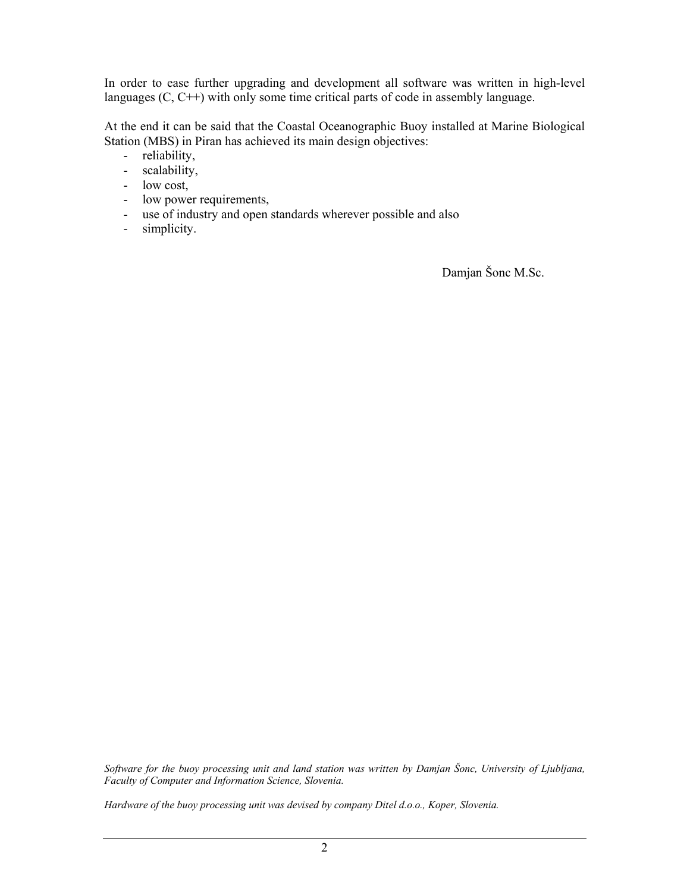In order to ease further upgrading and development all software was written in high-level languages (C, C++) with only some time critical parts of code in assembly language.

At the end it can be said that the Coastal Oceanographic Buoy installed at Marine Biological Station (MBS) in Piran has achieved its main design objectives:

- reliability,
- scalability,
- low cost,
- low power requirements,
- use of industry and open standards wherever possible and also
- simplicity.

Damjan Šonc M.Sc.

*Software for the buoy processing unit and land station was written by Damjan Šonc, University of Ljubljana, Faculty of Computer and Information Science, Slovenia.*

*Hardware of the buoy processing unit was devised by company Ditel d.o.o., Koper, Slovenia.*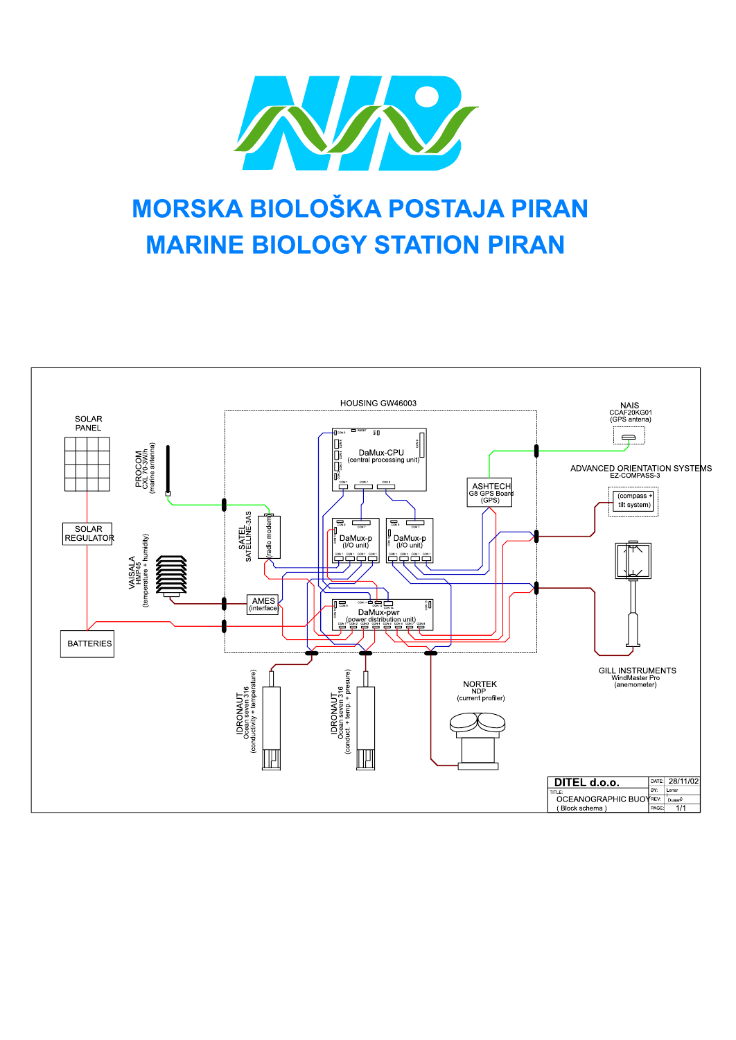# MORSKA BIOLOŠKA POSTAJA PIRAN

# MARINE BIOLOGY STATION PIRAN

HOUSING GW46003

SOLAR PANEL

SOLAR REGULATOR

BATTERIES

PROCOM CXL 70-3W/h (marine antenna)

VAISALA HMP45 (temperature + humidity)

SATEL SATELLINE-3AS

(radio modem)

AMES (interface)

DaMux-CPU (central processing unit)

DaMux-p (I/O unit)

DaMux-p (I/O unit)

DaMux-pwr (power distribution unit)

ASHTECH G8 GPS Board (GPS)

NAIS CCAF20KG01 (GPS antena)

ADVANCED ORIENTATION SYSTEMS EZ-COMPASS-3

(compass + tilt system)

GILL INSTRUMENTS WindMaster Pro (anemometer)

IDRONAUT Ocean seven 316 (conductivity + temperature)

IDRONAUT Ocean seven 316 (conduct. + temp. + presure)

NORTEK NDP (current profiler)

| | | | |
|---|---|---|---|
| DITEL d.o.o. | | DATE: | 28/11/02 |
| TITLE: OCEANOGRAPHIC BUOY | | BY: | Lenar |
| ( Block schema ) | | REV: | Dusan |
| | | PAGE: | 1/1 |